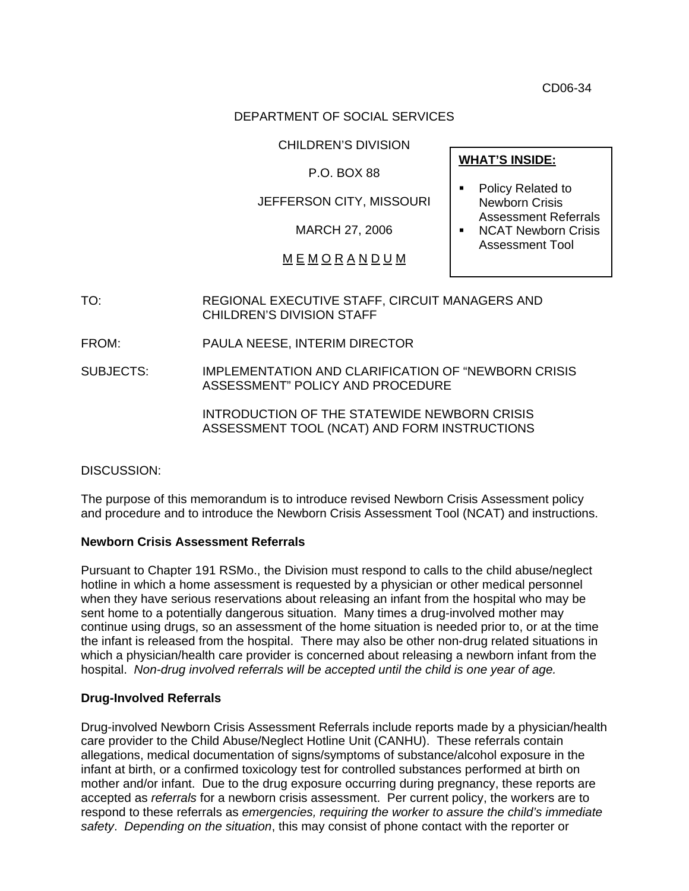CD06-34

DEPARTMENT OF SOCIAL SERVICES

CHILDREN'S DIVISION

P.O. BOX 88

JEFFERSON CITY, MISSOURI

MARCH 27, 2006

M E M O R A N D U M

**WHAT'S INSIDE:**

- Policy Related to Newborn Crisis Assessment Referrals
- NCAT Newborn Crisis Assessment Tool

TO: REGIONAL EXECUTIVE STAFF, CIRCUIT MANAGERS AND CHILDREN'S DIVISION STAFF

FROM: PAULA NEESE, INTERIM DIRECTOR

SUBJECTS: IMPLEMENTATION AND CLARIFICATION OF "NEWBORN CRISIS ASSESSMENT" POLICY AND PROCEDURE

INTRODUCTION OF THE STATEWIDE NEWBORN CRISIS ASSESSMENT TOOL (NCAT) AND FORM INSTRUCTIONS

DISCUSSION:

The purpose of this memorandum is to introduce revised Newborn Crisis Assessment policy and procedure and to introduce the Newborn Crisis Assessment Tool (NCAT) and instructions.

**Newborn Crisis Assessment Referrals**

Pursuant to Chapter 191 RSMo., the Division must respond to calls to the child abuse/neglect hotline in which a home assessment is requested by a physician or other medical personnel when they have serious reservations about releasing an infant from the hospital who may be sent home to a potentially dangerous situation. Many times a drug-involved mother may continue using drugs, so an assessment of the home situation is needed prior to, or at the time the infant is released from the hospital. There may also be other non-drug related situations in which a physician/health care provider is concerned about releasing a newborn infant from the hospital. *Non-drug involved referrals will be accepted until the child is one year of age.*

**Drug-Involved Referrals**

Drug-involved Newborn Crisis Assessment Referrals include reports made by a physician/health care provider to the Child Abuse/Neglect Hotline Unit (CANHU). These referrals contain allegations, medical documentation of signs/symptoms of substance/alcohol exposure in the infant at birth, or a confirmed toxicology test for controlled substances performed at birth on mother and/or infant. Due to the drug exposure occurring during pregnancy, these reports are accepted as *referrals* for a newborn crisis assessment. Per current policy, the workers are to respond to these referrals as *emergencies, requiring the worker to assure the child's immediate safety*. *Depending on the situation*, this may consist of phone contact with the reporter or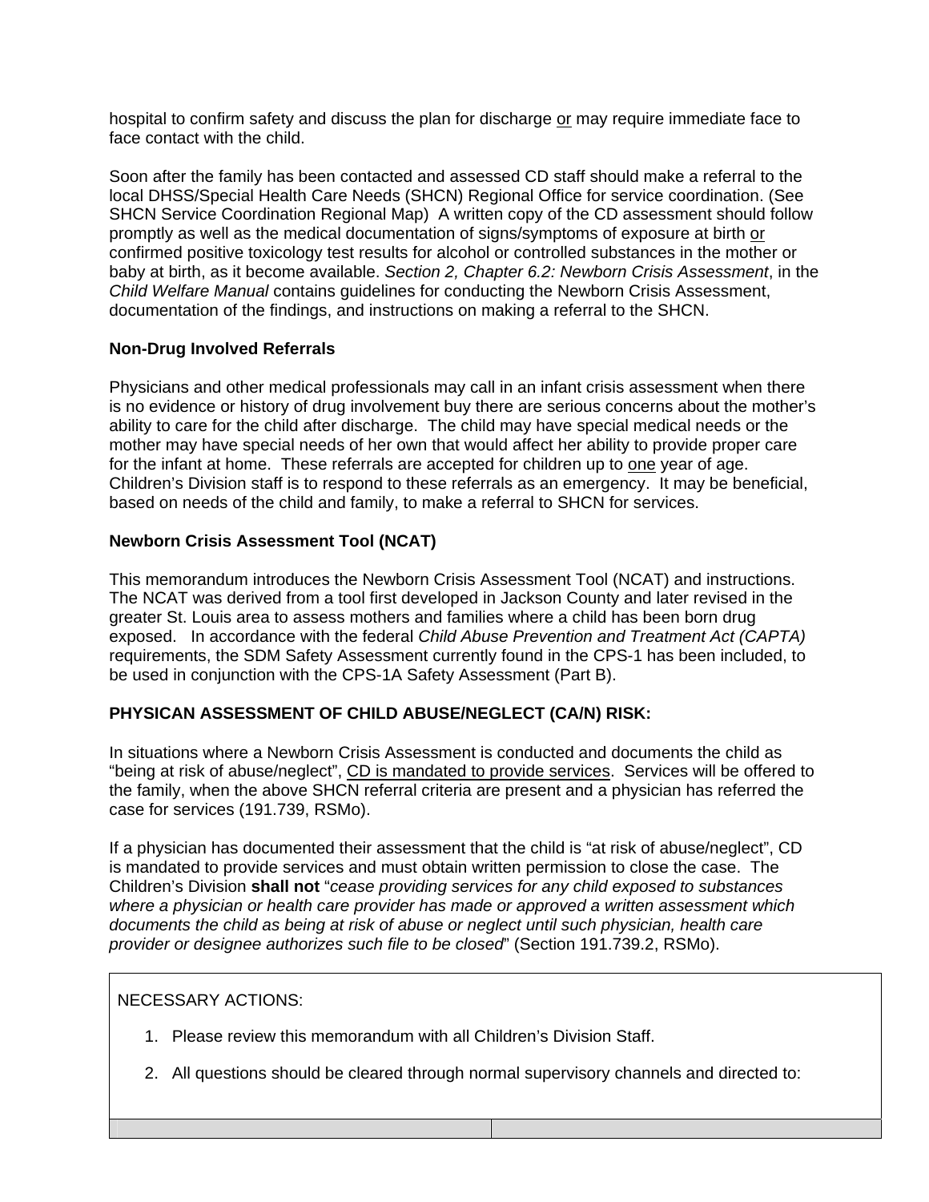hospital to confirm safety and discuss the plan for discharge <u>or</u> may require immediate face to face contact with the child.

Soon after the family has been contacted and assessed CD staff should make a referral to the local DHSS/Special Health Care Needs (SHCN) Regional Office for service coordination. (See SHCN Service Coordination Regional Map) A written copy of the CD assessment should follow promptly as well as the medical documentation of signs/symptoms of exposure at birth <u>or</u> confirmed positive toxicology test results for alcohol or controlled substances in the mother or baby at birth, as it become available. *Section 2, Chapter 6.2: Newborn Crisis Assessment*, in the *Child Welfare Manual* contains guidelines for conducting the Newborn Crisis Assessment, documentation of the findings, and instructions on making a referral to the SHCN.

**Non-Drug Involved Referrals**

Physicians and other medical professionals may call in an infant crisis assessment when there is no evidence or history of drug involvement buy there are serious concerns about the mother's ability to care for the child after discharge. The child may have special medical needs or the mother may have special needs of her own that would affect her ability to provide proper care for the infant at home. These referrals are accepted for children up to <u>one</u> year of age. Children's Division staff is to respond to these referrals as an emergency. It may be beneficial, based on needs of the child and family, to make a referral to SHCN for services.

**Newborn Crisis Assessment Tool (NCAT)**

This memorandum introduces the Newborn Crisis Assessment Tool (NCAT) and instructions. The NCAT was derived from a tool first developed in Jackson County and later revised in the greater St. Louis area to assess mothers and families where a child has been born drug exposed. In accordance with the federal *Child Abuse Prevention and Treatment Act (CAPTA)* requirements, the SDM Safety Assessment currently found in the CPS-1 has been included, to be used in conjunction with the CPS-1A Safety Assessment (Part B).

**PHYSICAN ASSESSMENT OF CHILD ABUSE/NEGLECT (CA/N) RISK:**

In situations where a Newborn Crisis Assessment is conducted and documents the child as "being at risk of abuse/neglect", <u>CD is mandated to provide services</u>. Services will be offered to the family, when the above SHCN referral criteria are present and a physician has referred the case for services (191.739, RSMo).

If a physician has documented their assessment that the child is "at risk of abuse/neglect", CD is mandated to provide services and must obtain written permission to close the case. The Children's Division **shall not** "*cease providing services for any child exposed to substances where a physician or health care provider has made or approved a written assessment which documents the child as being at risk of abuse or neglect until such physician, health care provider or designee authorizes such file to be closed*" (Section 191.739.2, RSMo).

NECESSARY ACTIONS:

1. Please review this memorandum with all Children's Division Staff.
2. All questions should be cleared through normal supervisory channels and directed to: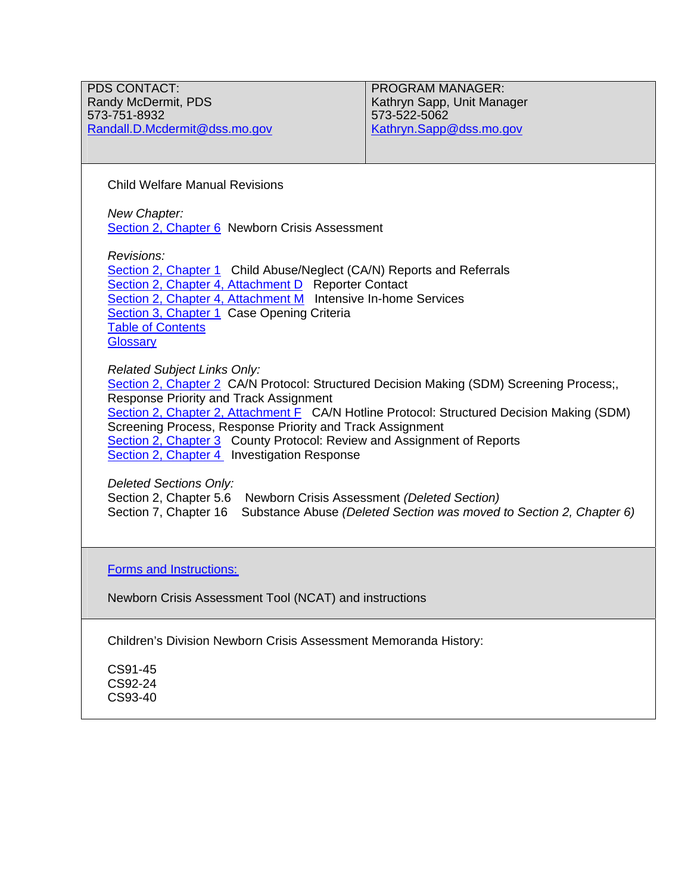| PDS CONTACT: | PROGRAM MANAGER: |
| --- | --- |
| Randy McDermit, PDS<br>573-751-8932<br>Randall.D.Mcdermit@dss.mo.gov | Kathryn Sapp, Unit Manager<br>573-522-5062<br>Kathryn.Sapp@dss.mo.gov |

Child Welfare Manual Revisions

*New Chapter:*
Section 2, Chapter 6 Newborn Crisis Assessment

*Revisions:*
Section 2, Chapter 1 Child Abuse/Neglect (CA/N) Reports and Referrals
Section 2, Chapter 4, Attachment D Reporter Contact
Section 2, Chapter 4, Attachment M Intensive In-home Services
Section 3, Chapter 1 Case Opening Criteria
Table of Contents
Glossary

*Related Subject Links Only:*
Section 2, Chapter 2 CA/N Protocol: Structured Decision Making (SDM) Screening Process;, Response Priority and Track Assignment
Section 2, Chapter 2, Attachment F CA/N Hotline Protocol: Structured Decision Making (SDM) Screening Process, Response Priority and Track Assignment
Section 2, Chapter 3 County Protocol: Review and Assignment of Reports
Section 2, Chapter 4 Investigation Response

*Deleted Sections Only:*
Section 2, Chapter 5.6 Newborn Crisis Assessment *(Deleted Section)*
Section 7, Chapter 16 Substance Abuse *(Deleted Section was moved to Section 2, Chapter 6)*

Forms and Instructions:

Newborn Crisis Assessment Tool (NCAT) and instructions

Children's Division Newborn Crisis Assessment Memoranda History:

CS91-45
CS92-24
CS93-40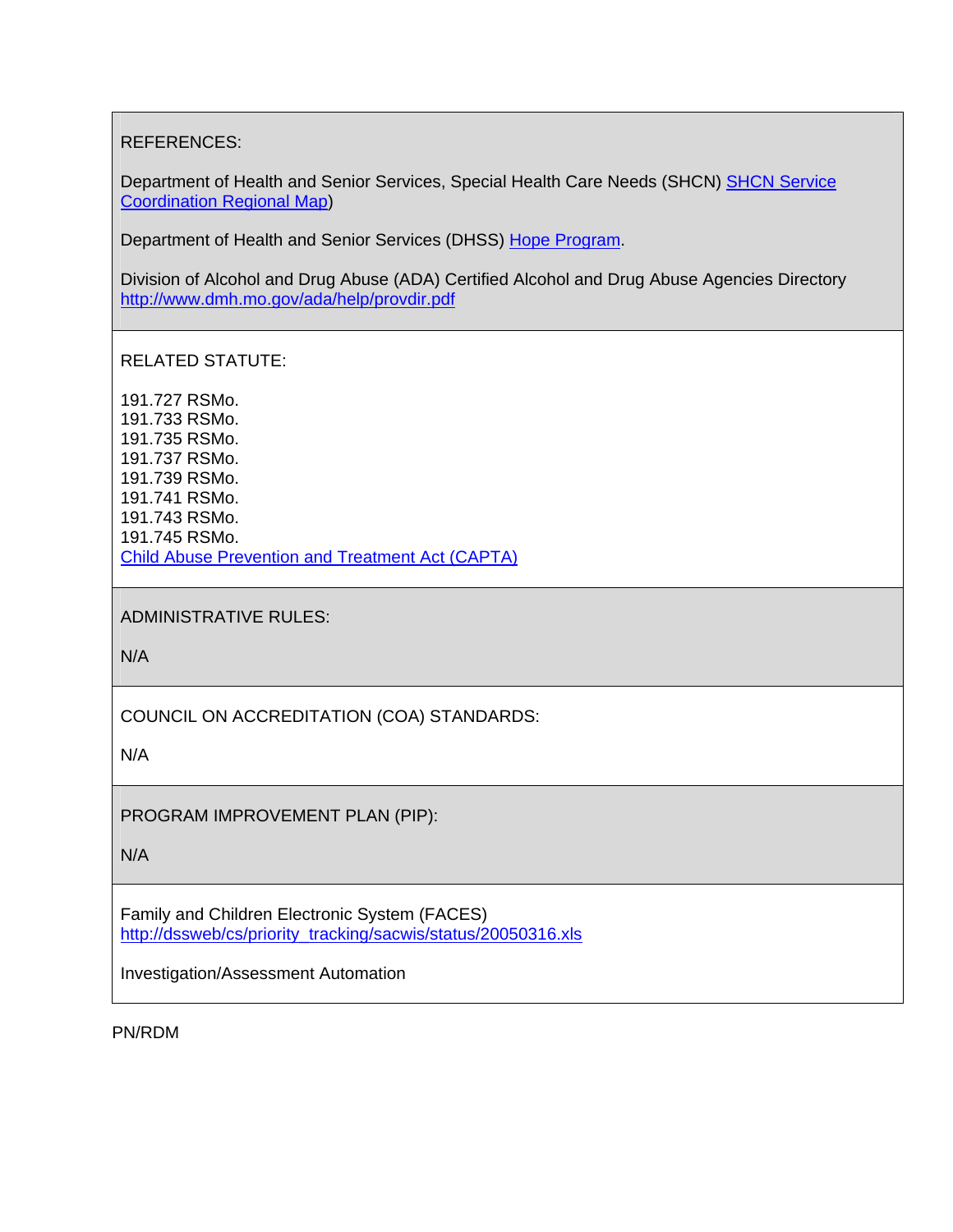REFERENCES:

Department of Health and Senior Services, Special Health Care Needs (SHCN) SHCN Service Coordination Regional Map)

Department of Health and Senior Services (DHSS) Hope Program.

Division of Alcohol and Drug Abuse (ADA) Certified Alcohol and Drug Abuse Agencies Directory http://www.dmh.mo.gov/ada/help/provdir.pdf

RELATED STATUTE:

191.727 RSMo.
191.733 RSMo.
191.735 RSMo.
191.737 RSMo.
191.739 RSMo.
191.741 RSMo.
191.743 RSMo.
191.745 RSMo.
Child Abuse Prevention and Treatment Act (CAPTA)

ADMINISTRATIVE RULES:

N/A

COUNCIL ON ACCREDITATION (COA) STANDARDS:

N/A

PROGRAM IMPROVEMENT PLAN (PIP):

N/A

Family and Children Electronic System (FACES)
http://dssweb/cs/priority_tracking/sacwis/status/20050316.xls

Investigation/Assessment Automation

PN/RDM